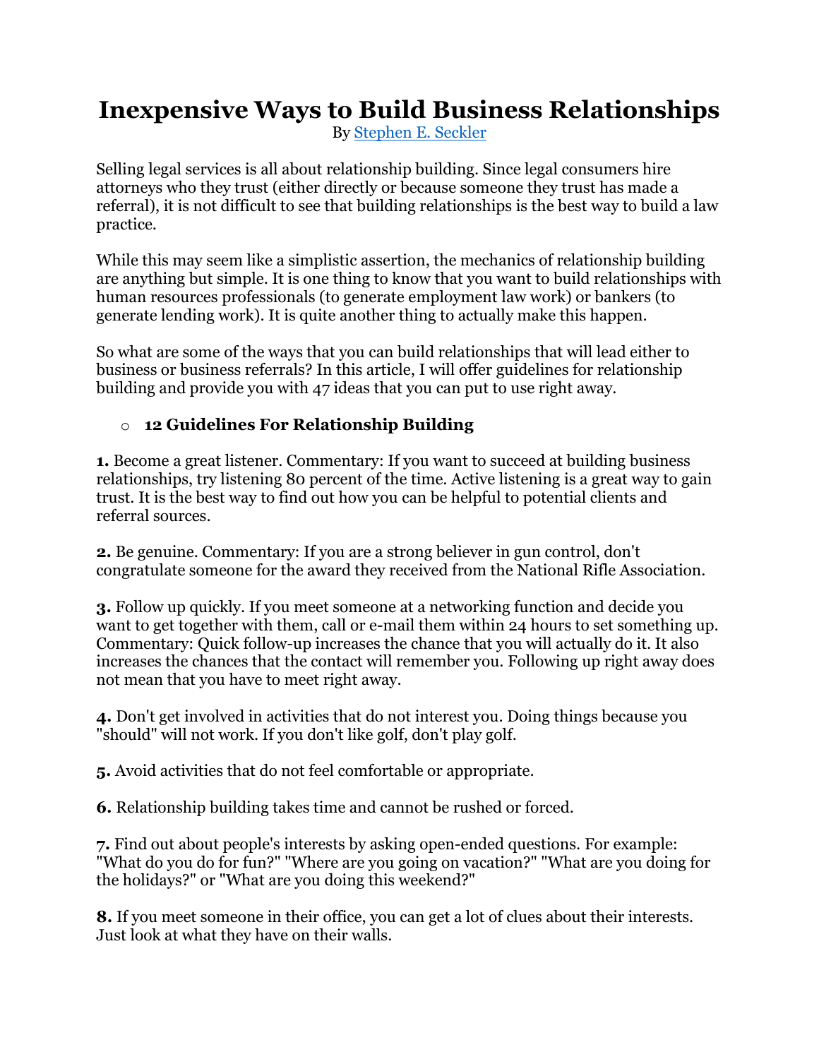# Inexpensive Ways to Build Business Relationships

By [Stephen E. Seckler]

Selling legal services is all about relationship building. Since legal consumers hire attorneys who they trust (either directly or because someone they trust has made a referral), it is not difficult to see that building relationships is the best way to build a law practice.

While this may seem like a simplistic assertion, the mechanics of relationship building are anything but simple. It is one thing to know that you want to build relationships with human resources professionals (to generate employment law work) or bankers (to generate lending work). It is quite another thing to actually make this happen.

So what are some of the ways that you can build relationships that will lead either to business or business referrals? In this article, I will offer guidelines for relationship building and provide you with 47 ideas that you can put to use right away.

- **12 Guidelines For Relationship Building**

**1.** Become a great listener. Commentary: If you want to succeed at building business relationships, try listening 80 percent of the time. Active listening is a great way to gain trust. It is the best way to find out how you can be helpful to potential clients and referral sources.

**2.** Be genuine. Commentary: If you are a strong believer in gun control, don't congratulate someone for the award they received from the National Rifle Association.

**3.** Follow up quickly. If you meet someone at a networking function and decide you want to get together with them, call or e-mail them within 24 hours to set something up. Commentary: Quick follow-up increases the chance that you will actually do it. It also increases the chances that the contact will remember you. Following up right away does not mean that you have to meet right away.

**4.** Don't get involved in activities that do not interest you. Doing things because you "should" will not work. If you don't like golf, don't play golf.

**5.** Avoid activities that do not feel comfortable or appropriate.

**6.** Relationship building takes time and cannot be rushed or forced.

**7.** Find out about people's interests by asking open-ended questions. For example: "What do you do for fun?" "Where are you going on vacation?" "What are you doing for the holidays?" or "What are you doing this weekend?"

**8.** If you meet someone in their office, you can get a lot of clues about their interests. Just look at what they have on their walls.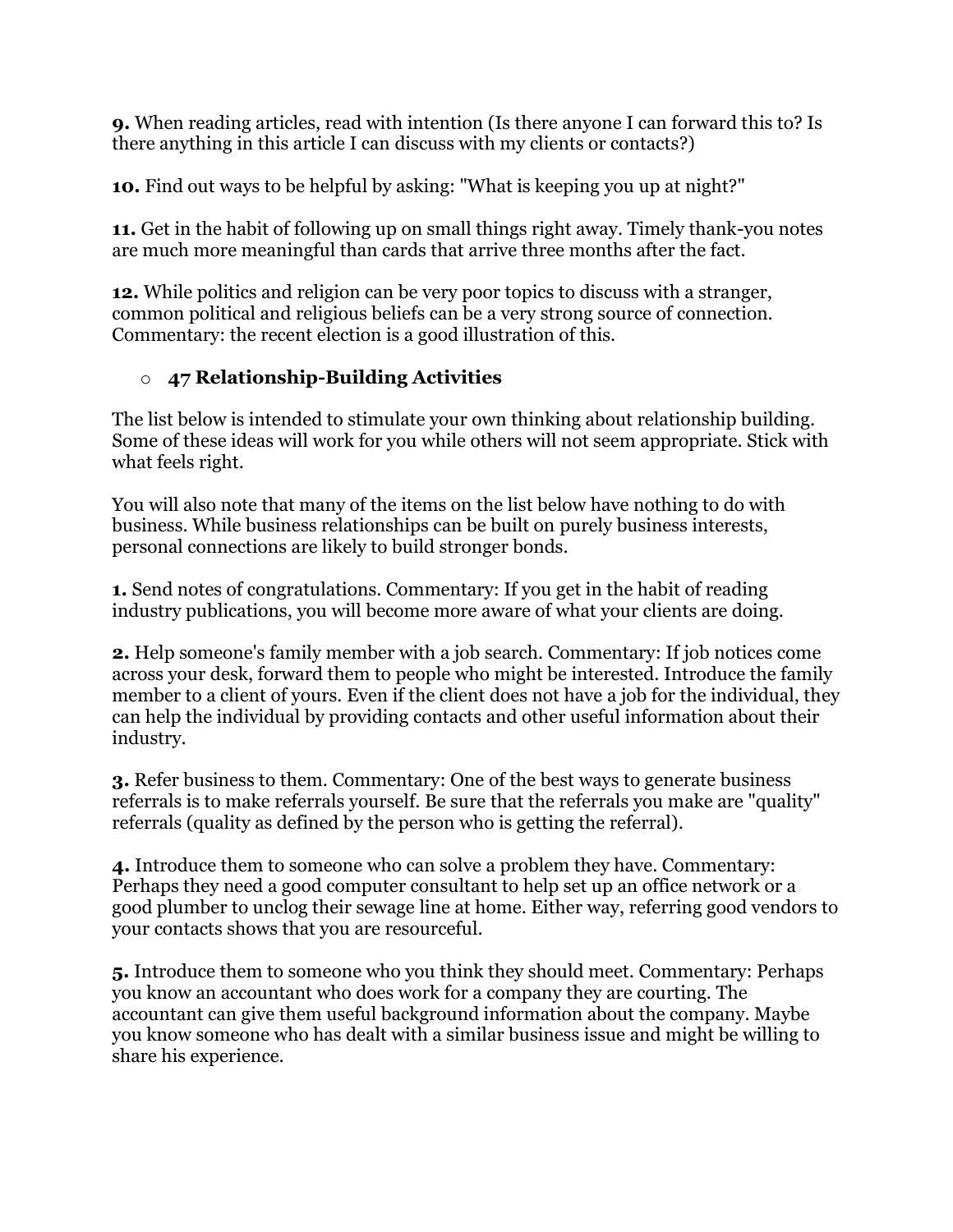**9.** When reading articles, read with intention (Is there anyone I can forward this to? Is there anything in this article I can discuss with my clients or contacts?)

**10.** Find out ways to be helpful by asking: "What is keeping you up at night?"

**11.** Get in the habit of following up on small things right away. Timely thank-you notes are much more meaningful than cards that arrive three months after the fact.

**12.** While politics and religion can be very poor topics to discuss with a stranger, common political and religious beliefs can be a very strong source of connection. Commentary: the recent election is a good illustration of this.

- ### 47 Relationship-Building Activities

The list below is intended to stimulate your own thinking about relationship building. Some of these ideas will work for you while others will not seem appropriate. Stick with what feels right.

You will also note that many of the items on the list below have nothing to do with business. While business relationships can be built on purely business interests, personal connections are likely to build stronger bonds.

**1.** Send notes of congratulations. Commentary: If you get in the habit of reading industry publications, you will become more aware of what your clients are doing.

**2.** Help someone's family member with a job search. Commentary: If job notices come across your desk, forward them to people who might be interested. Introduce the family member to a client of yours. Even if the client does not have a job for the individual, they can help the individual by providing contacts and other useful information about their industry.

**3.** Refer business to them. Commentary: One of the best ways to generate business referrals is to make referrals yourself. Be sure that the referrals you make are "quality" referrals (quality as defined by the person who is getting the referral).

**4.** Introduce them to someone who can solve a problem they have. Commentary: Perhaps they need a good computer consultant to help set up an office network or a good plumber to unclog their sewage line at home. Either way, referring good vendors to your contacts shows that you are resourceful.

**5.** Introduce them to someone who you think they should meet. Commentary: Perhaps you know an accountant who does work for a company they are courting. The accountant can give them useful background information about the company. Maybe you know someone who has dealt with a similar business issue and might be willing to share his experience.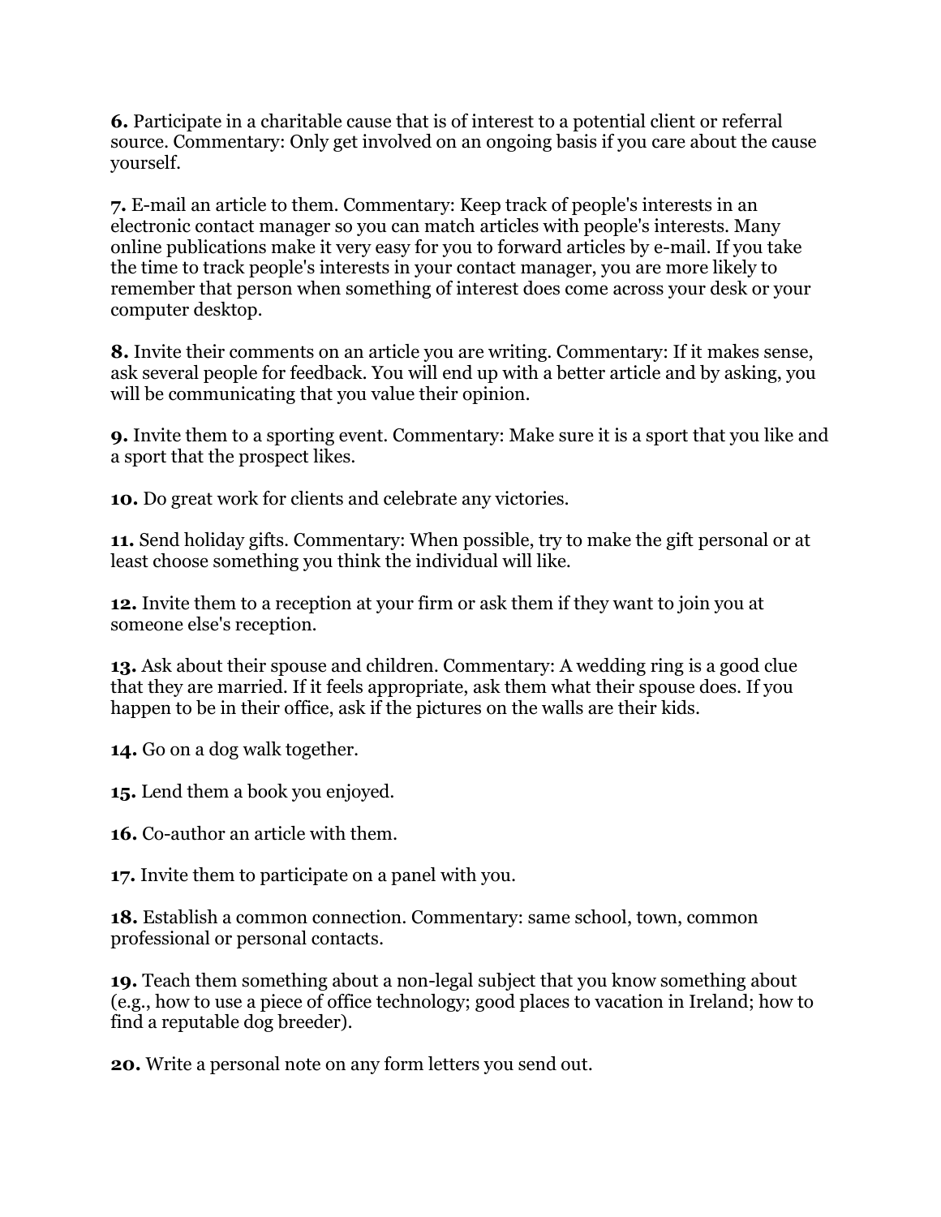**6.** Participate in a charitable cause that is of interest to a potential client or referral source. Commentary: Only get involved on an ongoing basis if you care about the cause yourself.

**7.** E-mail an article to them. Commentary: Keep track of people's interests in an electronic contact manager so you can match articles with people's interests. Many online publications make it very easy for you to forward articles by e-mail. If you take the time to track people's interests in your contact manager, you are more likely to remember that person when something of interest does come across your desk or your computer desktop.

**8.** Invite their comments on an article you are writing. Commentary: If it makes sense, ask several people for feedback. You will end up with a better article and by asking, you will be communicating that you value their opinion.

**9.** Invite them to a sporting event. Commentary: Make sure it is a sport that you like and a sport that the prospect likes.

**10.** Do great work for clients and celebrate any victories.

**11.** Send holiday gifts. Commentary: When possible, try to make the gift personal or at least choose something you think the individual will like.

**12.** Invite them to a reception at your firm or ask them if they want to join you at someone else's reception.

**13.** Ask about their spouse and children. Commentary: A wedding ring is a good clue that they are married. If it feels appropriate, ask them what their spouse does. If you happen to be in their office, ask if the pictures on the walls are their kids.

**14.** Go on a dog walk together.

**15.** Lend them a book you enjoyed.

**16.** Co-author an article with them.

**17.** Invite them to participate on a panel with you.

**18.** Establish a common connection. Commentary: same school, town, common professional or personal contacts.

**19.** Teach them something about a non-legal subject that you know something about (e.g., how to use a piece of office technology; good places to vacation in Ireland; how to find a reputable dog breeder).

**20.** Write a personal note on any form letters you send out.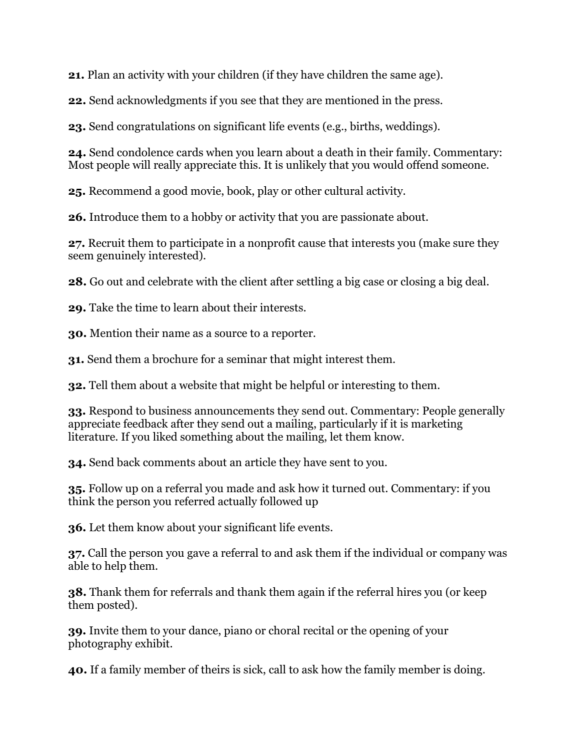**21.** Plan an activity with your children (if they have children the same age).

**22.** Send acknowledgments if you see that they are mentioned in the press.

**23.** Send congratulations on significant life events (e.g., births, weddings).

**24.** Send condolence cards when you learn about a death in their family. Commentary: Most people will really appreciate this. It is unlikely that you would offend someone.

**25.** Recommend a good movie, book, play or other cultural activity.

**26.** Introduce them to a hobby or activity that you are passionate about.

**27.** Recruit them to participate in a nonprofit cause that interests you (make sure they seem genuinely interested).

**28.** Go out and celebrate with the client after settling a big case or closing a big deal.

**29.** Take the time to learn about their interests.

**30.** Mention their name as a source to a reporter.

**31.** Send them a brochure for a seminar that might interest them.

**32.** Tell them about a website that might be helpful or interesting to them.

**33.** Respond to business announcements they send out. Commentary: People generally appreciate feedback after they send out a mailing, particularly if it is marketing literature. If you liked something about the mailing, let them know.

**34.** Send back comments about an article they have sent to you.

**35.** Follow up on a referral you made and ask how it turned out. Commentary: if you think the person you referred actually followed up

**36.** Let them know about your significant life events.

**37.** Call the person you gave a referral to and ask them if the individual or company was able to help them.

**38.** Thank them for referrals and thank them again if the referral hires you (or keep them posted).

**39.** Invite them to your dance, piano or choral recital or the opening of your photography exhibit.

**40.** If a family member of theirs is sick, call to ask how the family member is doing.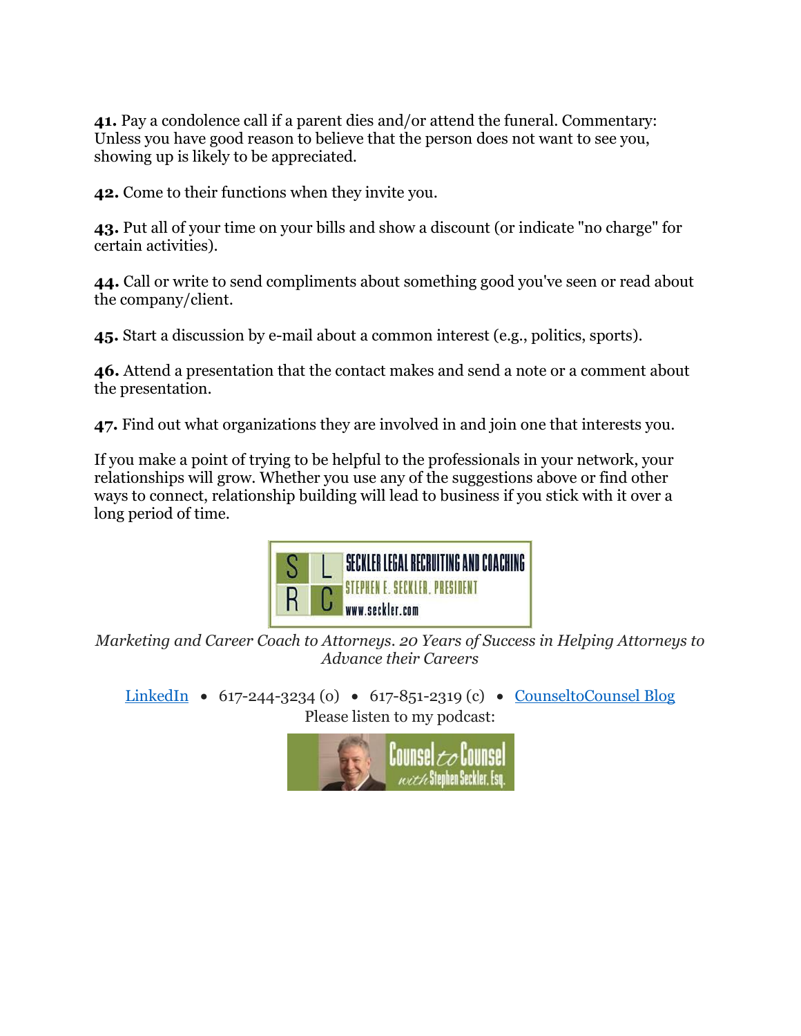**41.** Pay a condolence call if a parent dies and/or attend the funeral. Commentary: Unless you have good reason to believe that the person does not want to see you, showing up is likely to be appreciated.

**42.** Come to their functions when they invite you.

**43.** Put all of your time on your bills and show a discount (or indicate "no charge" for certain activities).

**44.** Call or write to send compliments about something good you've seen or read about the company/client.

**45.** Start a discussion by e-mail about a common interest (e.g., politics, sports).

**46.** Attend a presentation that the contact makes and send a note or a comment about the presentation.

**47.** Find out what organizations they are involved in and join one that interests you.

If you make a point of trying to be helpful to the professionals in your network, your relationships will grow. Whether you use any of the suggestions above or find other ways to connect, relationship building will lead to business if you stick with it over a long period of time.

SECKLER LEGAL RECRUITING AND COACHING
STEPHEN E. SECKLER, PRESIDENT
www.seckler.com

*Marketing and Career Coach to Attorneys. 20 Years of Success in Helping Attorneys to Advance their Careers*

LinkedIn • 617-244-3234 (o) • 617-851-2319 (c) • CounseltoCounsel Blog
Please listen to my podcast:

Counsel to Counsel with Stephen Seckler, Esq.